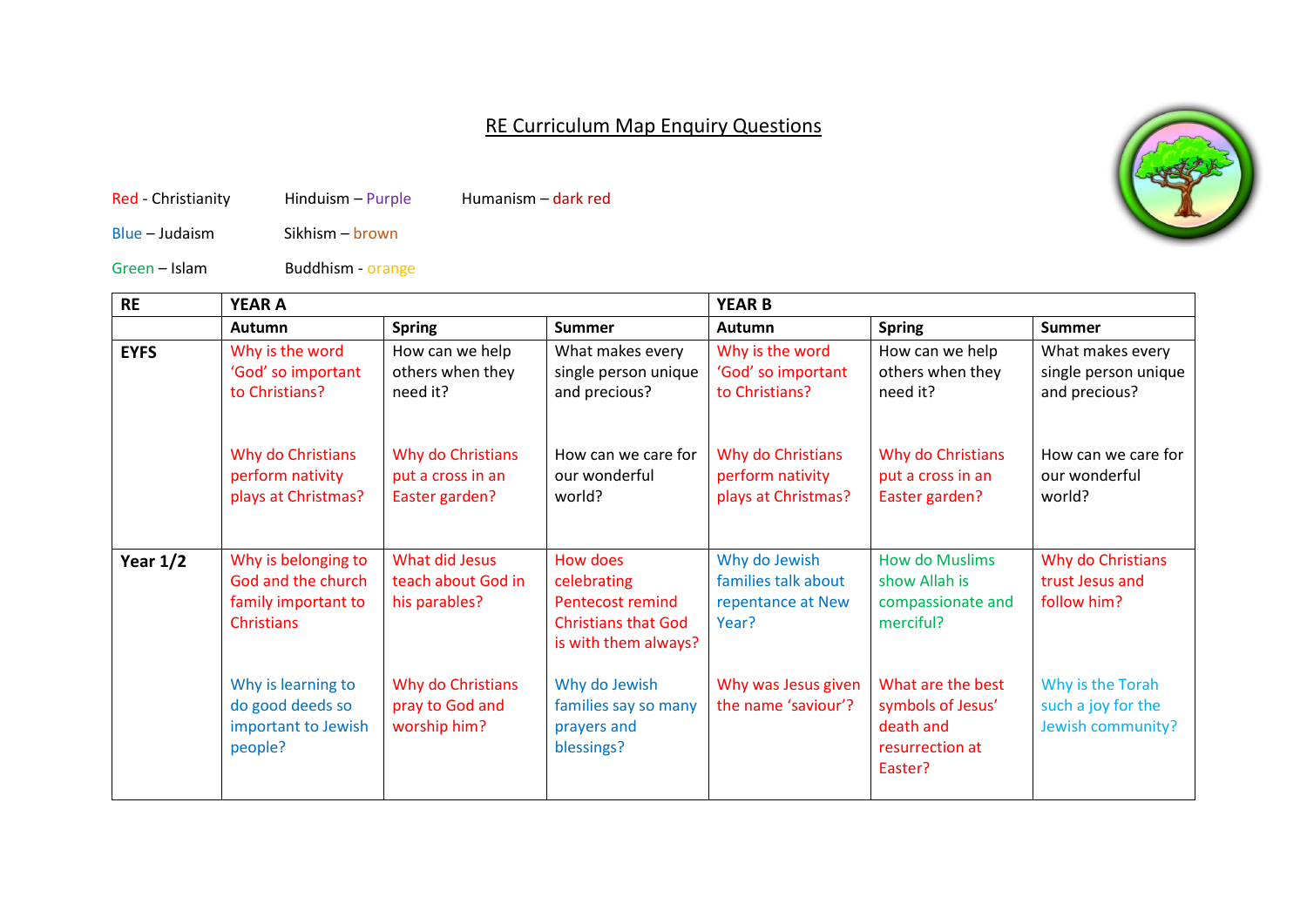# RE Curriculum Map Enquiry Questions

Red - Christianity　　Hinduism – Purple　　Humanism – dark red

Blue – Judaism　　Sikhism – brown

Green – Islam　　Buddhism - orange

| RE | YEAR A | | | YEAR B | | |
|---|---|---|---|---|---|---|
| | Autumn | Spring | Summer | Autumn | Spring | Summer |
| EYFS | Why is the word 'God' so important to Christians?<br><br>Why do Christians perform nativity plays at Christmas? | How can we help others when they need it?<br><br>Why do Christians put a cross in an Easter garden? | What makes every single person unique and precious?<br><br>How can we care for our wonderful world? | Why is the word 'God' so important to Christians?<br><br>Why do Christians perform nativity plays at Christmas? | How can we help others when they need it?<br><br>Why do Christians put a cross in an Easter garden? | What makes every single person unique and precious?<br><br>How can we care for our wonderful world? |
| Year 1/2 | Why is belonging to God and the church family important to Christians<br><br>Why is learning to do good deeds so important to Jewish people? | What did Jesus teach about God in his parables?<br><br>Why do Christians pray to God and worship him? | How does celebrating Pentecost remind Christians that God is with them always?<br><br>Why do Jewish families say so many prayers and blessings? | Why do Jewish families talk about repentance at New Year?<br><br>Why was Jesus given the name 'saviour'? | How do Muslims show Allah is compassionate and merciful?<br><br>What are the best symbols of Jesus' death and resurrection at Easter? | Why do Christians trust Jesus and follow him?<br><br>Why is the Torah such a joy for the Jewish community? |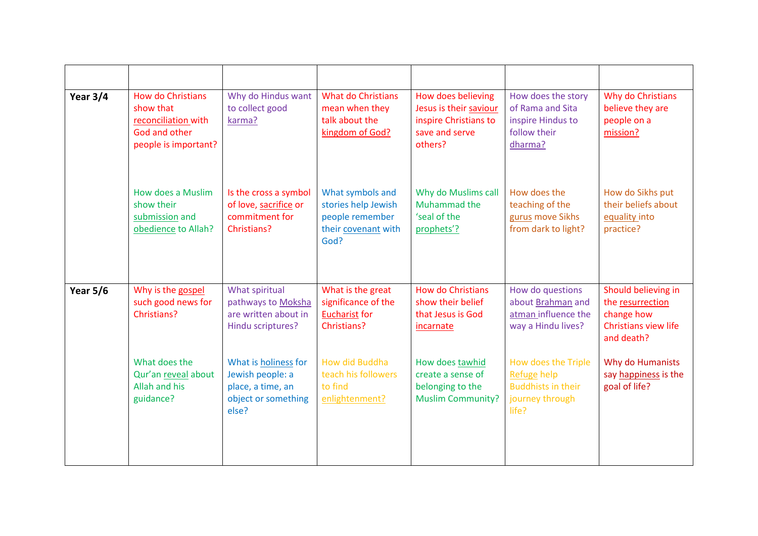| | | | | | | |
|---|---|---|---|---|---|---|
| **Year 3/4** | How do Christians show that reconciliation with God and other people is important?<br><br>How does a Muslim show their submission and obedience to Allah? | Why do Hindus want to collect good karma?<br><br>Is the cross a symbol of love, sacrifice or commitment for Christians? | What do Christians mean when they talk about the kingdom of God?<br><br>What symbols and stories help Jewish people remember their covenant with God? | How does believing Jesus is their saviour inspire Christians to save and serve others?<br><br>Why do Muslims call Muhammad the 'seal of the prophets'? | How does the story of Rama and Sita inspire Hindus to follow their dharma?<br><br>How does the teaching of the gurus move Sikhs from dark to light? | Why do Christians believe they are people on a mission?<br><br>How do Sikhs put their beliefs about equality into practice? |
| **Year 5/6** | Why is the gospel such good news for Christians?<br><br>What does the Qur'an reveal about Allah and his guidance? | What spiritual pathways to Moksha are written about in Hindu scriptures?<br><br>What is holiness for Jewish people: a place, a time, an object or something else? | What is the great significance of the Eucharist for Christians?<br><br>How did Buddha teach his followers to find enlightenment? | How do Christians show their belief that Jesus is God incarnate<br><br>How does tawhid create a sense of belonging to the Muslim Community? | How do questions about Brahman and atman influence the way a Hindu lives?<br><br>How does the Triple Refuge help Buddhists in their journey through life? | Should believing in the resurrection change how Christians view life and death?<br><br>Why do Humanists say happiness is the goal of life? |